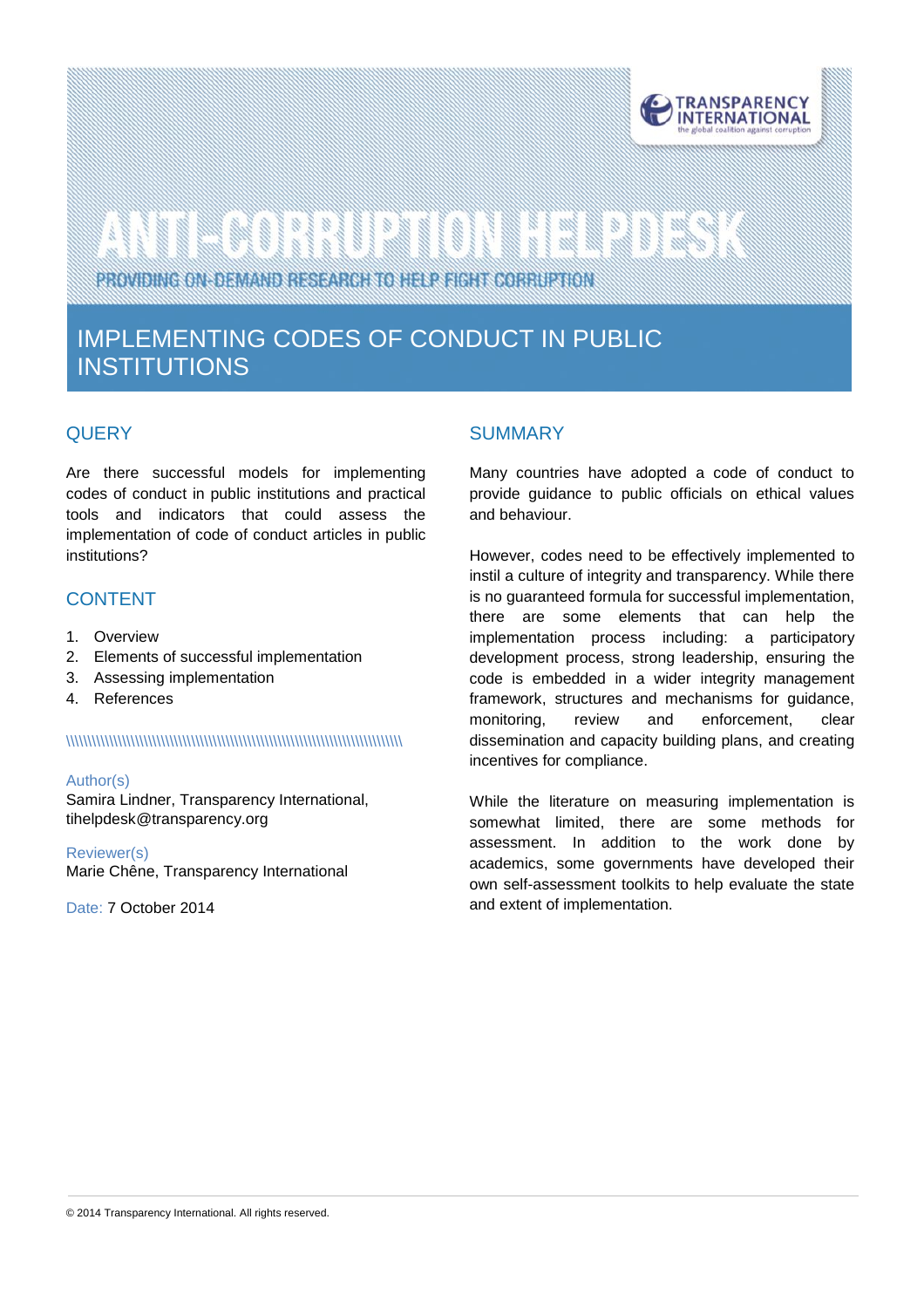# ANTI-CORRUPTION HELPDESK

PROVIDING ON-DEMAND RESEARCH TO HELP FIGHT CORRUPTION

## IMPLEMENTING CODES OF CONDUCT IN PUBLIC INSTITUTIONS

### QUERY

Are there successful models for implementing codes of conduct in public institutions and practical tools and indicators that could assess the implementation of code of conduct articles in public institutions?

### CONTENT

1. Overview
2. Elements of successful implementation
3. Assessing implementation
4. References

Author(s)
Samira Lindner, Transparency International, tihelpdesk@transparency.org

Reviewer(s)
Marie Chêne, Transparency International

Date: 7 October 2014

### SUMMARY

Many countries have adopted a code of conduct to provide guidance to public officials on ethical values and behaviour.

However, codes need to be effectively implemented to instil a culture of integrity and transparency. While there is no guaranteed formula for successful implementation, there are some elements that can help the implementation process including: a participatory development process, strong leadership, ensuring the code is embedded in a wider integrity management framework, structures and mechanisms for guidance, monitoring, review and enforcement, clear dissemination and capacity building plans, and creating incentives for compliance.

While the literature on measuring implementation is somewhat limited, there are some methods for assessment. In addition to the work done by academics, some governments have developed their own self-assessment toolkits to help evaluate the state and extent of implementation.

© 2014 Transparency International. All rights reserved.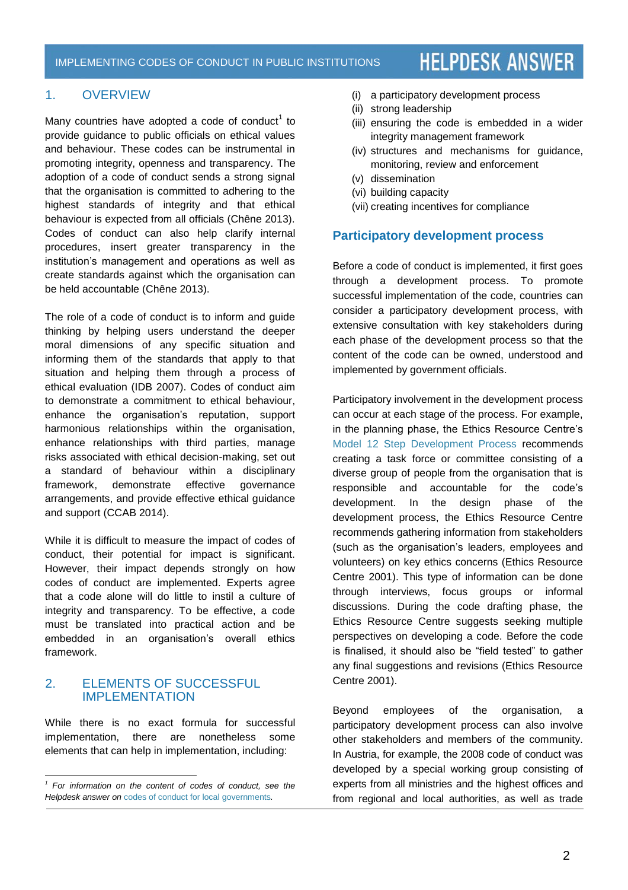## 1. OVERVIEW

Many countries have adopted a code of conduct[1] to provide guidance to public officials on ethical values and behaviour. These codes can be instrumental in promoting integrity, openness and transparency. The adoption of a code of conduct sends a strong signal that the organisation is committed to adhering to the highest standards of integrity and that ethical behaviour is expected from all officials (Chêne 2013). Codes of conduct can also help clarify internal procedures, insert greater transparency in the institution's management and operations as well as create standards against which the organisation can be held accountable (Chêne 2013).

The role of a code of conduct is to inform and guide thinking by helping users understand the deeper moral dimensions of any specific situation and informing them of the standards that apply to that situation and helping them through a process of ethical evaluation (IDB 2007). Codes of conduct aim to demonstrate a commitment to ethical behaviour, enhance the organisation's reputation, support harmonious relationships within the organisation, enhance relationships with third parties, manage risks associated with ethical decision-making, set out a standard of behaviour within a disciplinary framework, demonstrate effective governance arrangements, and provide effective ethical guidance and support (CCAB 2014).

While it is difficult to measure the impact of codes of conduct, their potential for impact is significant. However, their impact depends strongly on how codes of conduct are implemented. Experts agree that a code alone will do little to instil a culture of integrity and transparency. To be effective, a code must be translated into practical action and be embedded in an organisation's overall ethics framework.

## 2. ELEMENTS OF SUCCESSFUL IMPLEMENTATION

While there is no exact formula for successful implementation, there are nonetheless some elements that can help in implementation, including:

(i) a participatory development process
(ii) strong leadership
(iii) ensuring the code is embedded in a wider integrity management framework
(iv) structures and mechanisms for guidance, monitoring, review and enforcement
(v) dissemination
(vi) building capacity
(vii) creating incentives for compliance

### Participatory development process

Before a code of conduct is implemented, it first goes through a development process. To promote successful implementation of the code, countries can consider a participatory development process, with extensive consultation with key stakeholders during each phase of the development process so that the content of the code can be owned, understood and implemented by government officials.

Participatory involvement in the development process can occur at each stage of the process. For example, in the planning phase, the Ethics Resource Centre's Model 12 Step Development Process recommends creating a task force or committee consisting of a diverse group of people from the organisation that is responsible and accountable for the code's development. In the design phase of the development process, the Ethics Resource Centre recommends gathering information from stakeholders (such as the organisation's leaders, employees and volunteers) on key ethics concerns (Ethics Resource Centre 2001). This type of information can be done through interviews, focus groups or informal discussions. During the code drafting phase, the Ethics Resource Centre suggests seeking multiple perspectives on developing a code. Before the code is finalised, it should also be "field tested" to gather any final suggestions and revisions (Ethics Resource Centre 2001).

Beyond employees of the organisation, a participatory development process can also involve other stakeholders and members of the community. In Austria, for example, the 2008 code of conduct was developed by a special working group consisting of experts from all ministries and the highest offices and from regional and local authorities, as well as trade

---

[1] *For information on the content of codes of conduct, see the Helpdesk answer on codes of conduct for local governments.*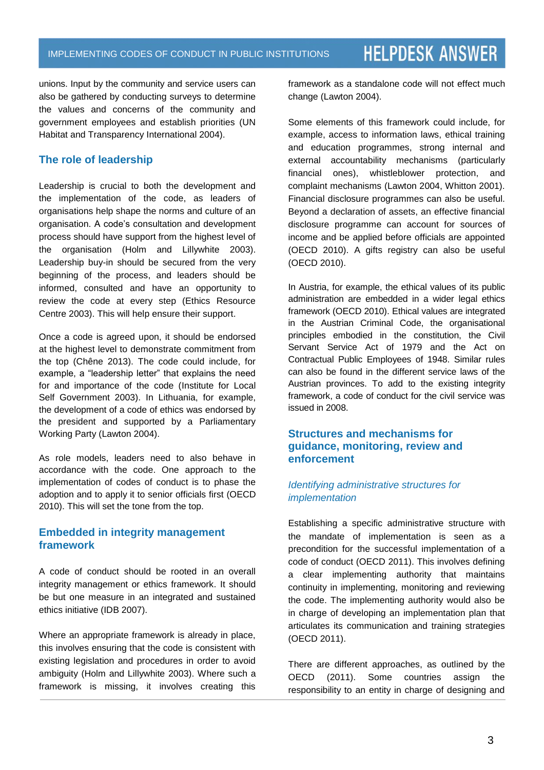unions. Input by the community and service users can also be gathered by conducting surveys to determine the values and concerns of the community and government employees and establish priorities (UN Habitat and Transparency International 2004).

## The role of leadership

Leadership is crucial to both the development and the implementation of the code, as leaders of organisations help shape the norms and culture of an organisation. A code's consultation and development process should have support from the highest level of the organisation (Holm and Lillywhite 2003). Leadership buy-in should be secured from the very beginning of the process, and leaders should be informed, consulted and have an opportunity to review the code at every step (Ethics Resource Centre 2003). This will help ensure their support.

Once a code is agreed upon, it should be endorsed at the highest level to demonstrate commitment from the top (Chêne 2013). The code could include, for example, a "leadership letter" that explains the need for and importance of the code (Institute for Local Self Government 2003). In Lithuania, for example, the development of a code of ethics was endorsed by the president and supported by a Parliamentary Working Party (Lawton 2004).

As role models, leaders need to also behave in accordance with the code. One approach to the implementation of codes of conduct is to phase the adoption and to apply it to senior officials first (OECD 2010). This will set the tone from the top.

## Embedded in integrity management framework

A code of conduct should be rooted in an overall integrity management or ethics framework. It should be but one measure in an integrated and sustained ethics initiative (IDB 2007).

Where an appropriate framework is already in place, this involves ensuring that the code is consistent with existing legislation and procedures in order to avoid ambiguity (Holm and Lillywhite 2003). Where such a framework is missing, it involves creating this framework as a standalone code will not effect much change (Lawton 2004).

Some elements of this framework could include, for example, access to information laws, ethical training and education programmes, strong internal and external accountability mechanisms (particularly financial ones), whistleblower protection, and complaint mechanisms (Lawton 2004, Whitton 2001). Financial disclosure programmes can also be useful. Beyond a declaration of assets, an effective financial disclosure programme can account for sources of income and be applied before officials are appointed (OECD 2010). A gifts registry can also be useful (OECD 2010).

In Austria, for example, the ethical values of its public administration are embedded in a wider legal ethics framework (OECD 2010). Ethical values are integrated in the Austrian Criminal Code, the organisational principles embodied in the constitution, the Civil Servant Service Act of 1979 and the Act on Contractual Public Employees of 1948. Similar rules can also be found in the different service laws of the Austrian provinces. To add to the existing integrity framework, a code of conduct for the civil service was issued in 2008.

## Structures and mechanisms for guidance, monitoring, review and enforcement

### *Identifying administrative structures for implementation*

Establishing a specific administrative structure with the mandate of implementation is seen as a precondition for the successful implementation of a code of conduct (OECD 2011). This involves defining a clear implementing authority that maintains continuity in implementing, monitoring and reviewing the code. The implementing authority would also be in charge of developing an implementation plan that articulates its communication and training strategies (OECD 2011).

There are different approaches, as outlined by the OECD (2011). Some countries assign the responsibility to an entity in charge of designing and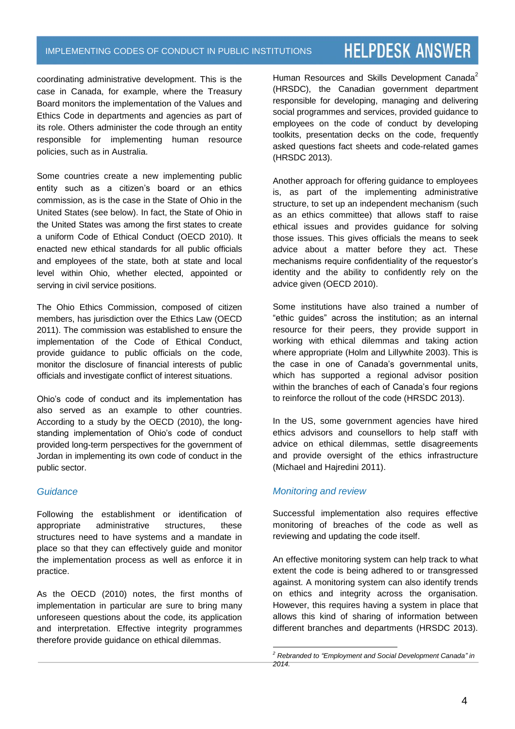coordinating administrative development. This is the case in Canada, for example, where the Treasury Board monitors the implementation of the Values and Ethics Code in departments and agencies as part of its role. Others administer the code through an entity responsible for implementing human resource policies, such as in Australia.

Some countries create a new implementing public entity such as a citizen's board or an ethics commission, as is the case in the State of Ohio in the United States (see below). In fact, the State of Ohio in the United States was among the first states to create a uniform Code of Ethical Conduct (OECD 2010). It enacted new ethical standards for all public officials and employees of the state, both at state and local level within Ohio, whether elected, appointed or serving in civil service positions.

The Ohio Ethics Commission, composed of citizen members, has jurisdiction over the Ethics Law (OECD 2011). The commission was established to ensure the implementation of the Code of Ethical Conduct, provide guidance to public officials on the code, monitor the disclosure of financial interests of public officials and investigate conflict of interest situations.

Ohio's code of conduct and its implementation has also served as an example to other countries. According to a study by the OECD (2010), the long-standing implementation of Ohio's code of conduct provided long-term perspectives for the government of Jordan in implementing its own code of conduct in the public sector.

### *Guidance*

Following the establishment or identification of appropriate administrative structures, these structures need to have systems and a mandate in place so that they can effectively guide and monitor the implementation process as well as enforce it in practice.

As the OECD (2010) notes, the first months of implementation in particular are sure to bring many unforeseen questions about the code, its application and interpretation. Effective integrity programmes therefore provide guidance on ethical dilemmas. Human Resources and Skills Development Canada[2] (HRSDC), the Canadian government department responsible for developing, managing and delivering social programmes and services, provided guidance to employees on the code of conduct by developing toolkits, presentation decks on the code, frequently asked questions fact sheets and code-related games (HRSDC 2013).

Another approach for offering guidance to employees is, as part of the implementing administrative structure, to set up an independent mechanism (such as an ethics committee) that allows staff to raise ethical issues and provides guidance for solving those issues. This gives officials the means to seek advice about a matter before they act. These mechanisms require confidentiality of the requestor's identity and the ability to confidently rely on the advice given (OECD 2010).

Some institutions have also trained a number of "ethic guides" across the institution; as an internal resource for their peers, they provide support in working with ethical dilemmas and taking action where appropriate (Holm and Lillywhite 2003). This is the case in one of Canada's governmental units, which has supported a regional advisor position within the branches of each of Canada's four regions to reinforce the rollout of the code (HRSDC 2013).

In the US, some government agencies have hired ethics advisors and counsellors to help staff with advice on ethical dilemmas, settle disagreements and provide oversight of the ethics infrastructure (Michael and Hajredini 2011).

### *Monitoring and review*

Successful implementation also requires effective monitoring of breaches of the code as well as reviewing and updating the code itself.

An effective monitoring system can help track to what extent the code is being adhered to or transgressed against. A monitoring system can also identify trends on ethics and integrity across the organisation. However, this requires having a system in place that allows this kind of sharing of information between different branches and departments (HRSDC 2013).

---

[2] *Rebranded to "Employment and Social Development Canada" in 2014.*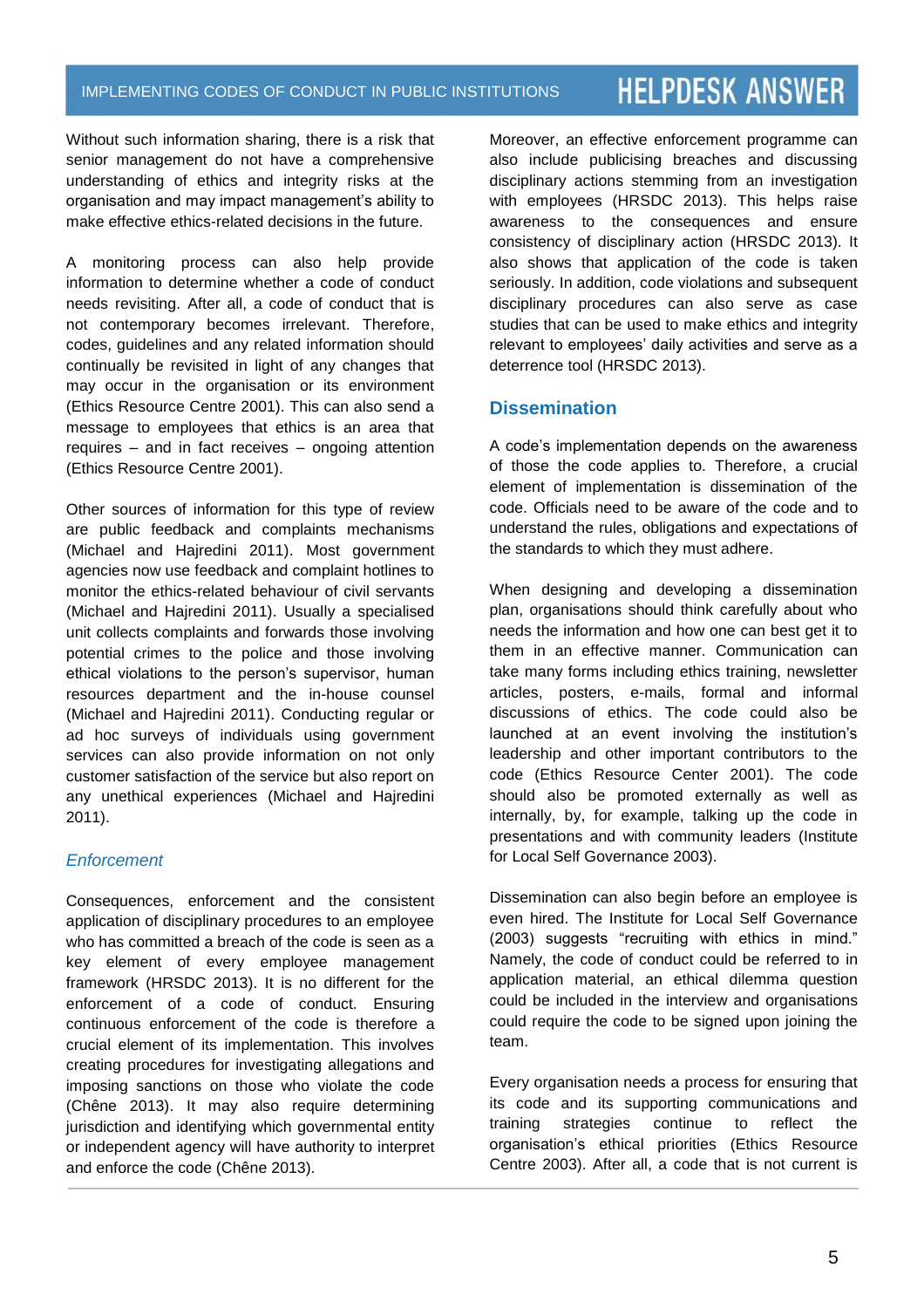Without such information sharing, there is a risk that senior management do not have a comprehensive understanding of ethics and integrity risks at the organisation and may impact management's ability to make effective ethics-related decisions in the future.

A monitoring process can also help provide information to determine whether a code of conduct needs revisiting. After all, a code of conduct that is not contemporary becomes irrelevant. Therefore, codes, guidelines and any related information should continually be revisited in light of any changes that may occur in the organisation or its environment (Ethics Resource Centre 2001). This can also send a message to employees that ethics is an area that requires – and in fact receives – ongoing attention (Ethics Resource Centre 2001).

Other sources of information for this type of review are public feedback and complaints mechanisms (Michael and Hajredini 2011). Most government agencies now use feedback and complaint hotlines to monitor the ethics-related behaviour of civil servants (Michael and Hajredini 2011). Usually a specialised unit collects complaints and forwards those involving potential crimes to the police and those involving ethical violations to the person's supervisor, human resources department and the in-house counsel (Michael and Hajredini 2011). Conducting regular or ad hoc surveys of individuals using government services can also provide information on not only customer satisfaction of the service but also report on any unethical experiences (Michael and Hajredini 2011).

### *Enforcement*

Consequences, enforcement and the consistent application of disciplinary procedures to an employee who has committed a breach of the code is seen as a key element of every employee management framework (HRSDC 2013). It is no different for the enforcement of a code of conduct. Ensuring continuous enforcement of the code is therefore a crucial element of its implementation. This involves creating procedures for investigating allegations and imposing sanctions on those who violate the code (Chêne 2013). It may also require determining jurisdiction and identifying which governmental entity or independent agency will have authority to interpret and enforce the code (Chêne 2013).

Moreover, an effective enforcement programme can also include publicising breaches and discussing disciplinary actions stemming from an investigation with employees (HRSDC 2013). This helps raise awareness to the consequences and ensure consistency of disciplinary action (HRSDC 2013). It also shows that application of the code is taken seriously. In addition, code violations and subsequent disciplinary procedures can also serve as case studies that can be used to make ethics and integrity relevant to employees' daily activities and serve as a deterrence tool (HRSDC 2013).

## Dissemination

A code's implementation depends on the awareness of those the code applies to. Therefore, a crucial element of implementation is dissemination of the code. Officials need to be aware of the code and to understand the rules, obligations and expectations of the standards to which they must adhere.

When designing and developing a dissemination plan, organisations should think carefully about who needs the information and how one can best get it to them in an effective manner. Communication can take many forms including ethics training, newsletter articles, posters, e-mails, formal and informal discussions of ethics. The code could also be launched at an event involving the institution's leadership and other important contributors to the code (Ethics Resource Center 2001). The code should also be promoted externally as well as internally, by, for example, talking up the code in presentations and with community leaders (Institute for Local Self Governance 2003).

Dissemination can also begin before an employee is even hired. The Institute for Local Self Governance (2003) suggests "recruiting with ethics in mind." Namely, the code of conduct could be referred to in application material, an ethical dilemma question could be included in the interview and organisations could require the code to be signed upon joining the team.

Every organisation needs a process for ensuring that its code and its supporting communications and training strategies continue to reflect the organisation's ethical priorities (Ethics Resource Centre 2003). After all, a code that is not current is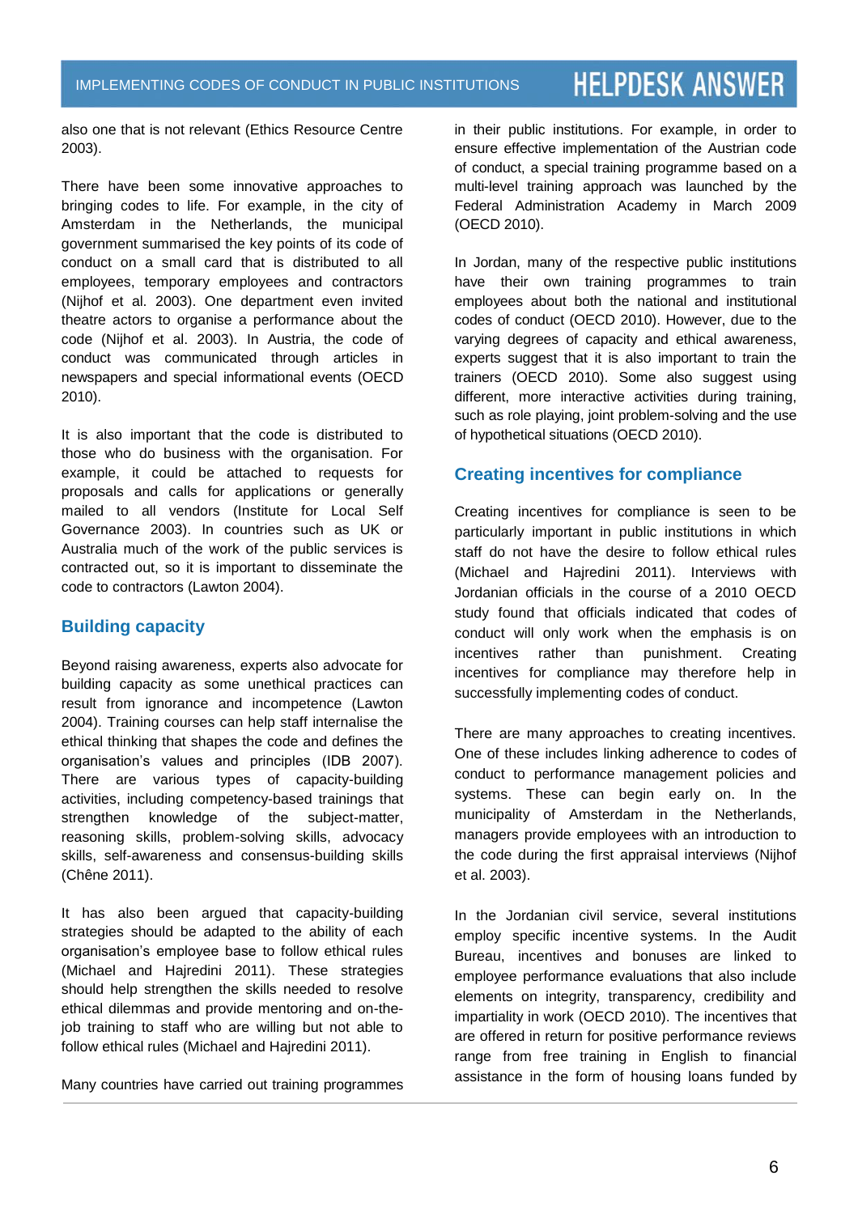also one that is not relevant (Ethics Resource Centre 2003).

There have been some innovative approaches to bringing codes to life. For example, in the city of Amsterdam in the Netherlands, the municipal government summarised the key points of its code of conduct on a small card that is distributed to all employees, temporary employees and contractors (Nijhof et al. 2003). One department even invited theatre actors to organise a performance about the code (Nijhof et al. 2003). In Austria, the code of conduct was communicated through articles in newspapers and special informational events (OECD 2010).

It is also important that the code is distributed to those who do business with the organisation. For example, it could be attached to requests for proposals and calls for applications or generally mailed to all vendors (Institute for Local Self Governance 2003). In countries such as UK or Australia much of the work of the public services is contracted out, so it is important to disseminate the code to contractors (Lawton 2004).

## Building capacity

Beyond raising awareness, experts also advocate for building capacity as some unethical practices can result from ignorance and incompetence (Lawton 2004). Training courses can help staff internalise the ethical thinking that shapes the code and defines the organisation's values and principles (IDB 2007). There are various types of capacity-building activities, including competency-based trainings that strengthen knowledge of the subject-matter, reasoning skills, problem-solving skills, advocacy skills, self-awareness and consensus-building skills (Chêne 2011).

It has also been argued that capacity-building strategies should be adapted to the ability of each organisation's employee base to follow ethical rules (Michael and Hajredini 2011). These strategies should help strengthen the skills needed to resolve ethical dilemmas and provide mentoring and on-the-job training to staff who are willing but not able to follow ethical rules (Michael and Hajredini 2011).

Many countries have carried out training programmes in their public institutions. For example, in order to ensure effective implementation of the Austrian code of conduct, a special training programme based on a multi-level training approach was launched by the Federal Administration Academy in March 2009 (OECD 2010).

In Jordan, many of the respective public institutions have their own training programmes to train employees about both the national and institutional codes of conduct (OECD 2010). However, due to the varying degrees of capacity and ethical awareness, experts suggest that it is also important to train the trainers (OECD 2010). Some also suggest using different, more interactive activities during training, such as role playing, joint problem-solving and the use of hypothetical situations (OECD 2010).

## Creating incentives for compliance

Creating incentives for compliance is seen to be particularly important in public institutions in which staff do not have the desire to follow ethical rules (Michael and Hajredini 2011). Interviews with Jordanian officials in the course of a 2010 OECD study found that officials indicated that codes of conduct will only work when the emphasis is on incentives rather than punishment. Creating incentives for compliance may therefore help in successfully implementing codes of conduct.

There are many approaches to creating incentives. One of these includes linking adherence to codes of conduct to performance management policies and systems. These can begin early on. In the municipality of Amsterdam in the Netherlands, managers provide employees with an introduction to the code during the first appraisal interviews (Nijhof et al. 2003).

In the Jordanian civil service, several institutions employ specific incentive systems. In the Audit Bureau, incentives and bonuses are linked to employee performance evaluations that also include elements on integrity, transparency, credibility and impartiality in work (OECD 2010). The incentives that are offered in return for positive performance reviews range from free training in English to financial assistance in the form of housing loans funded by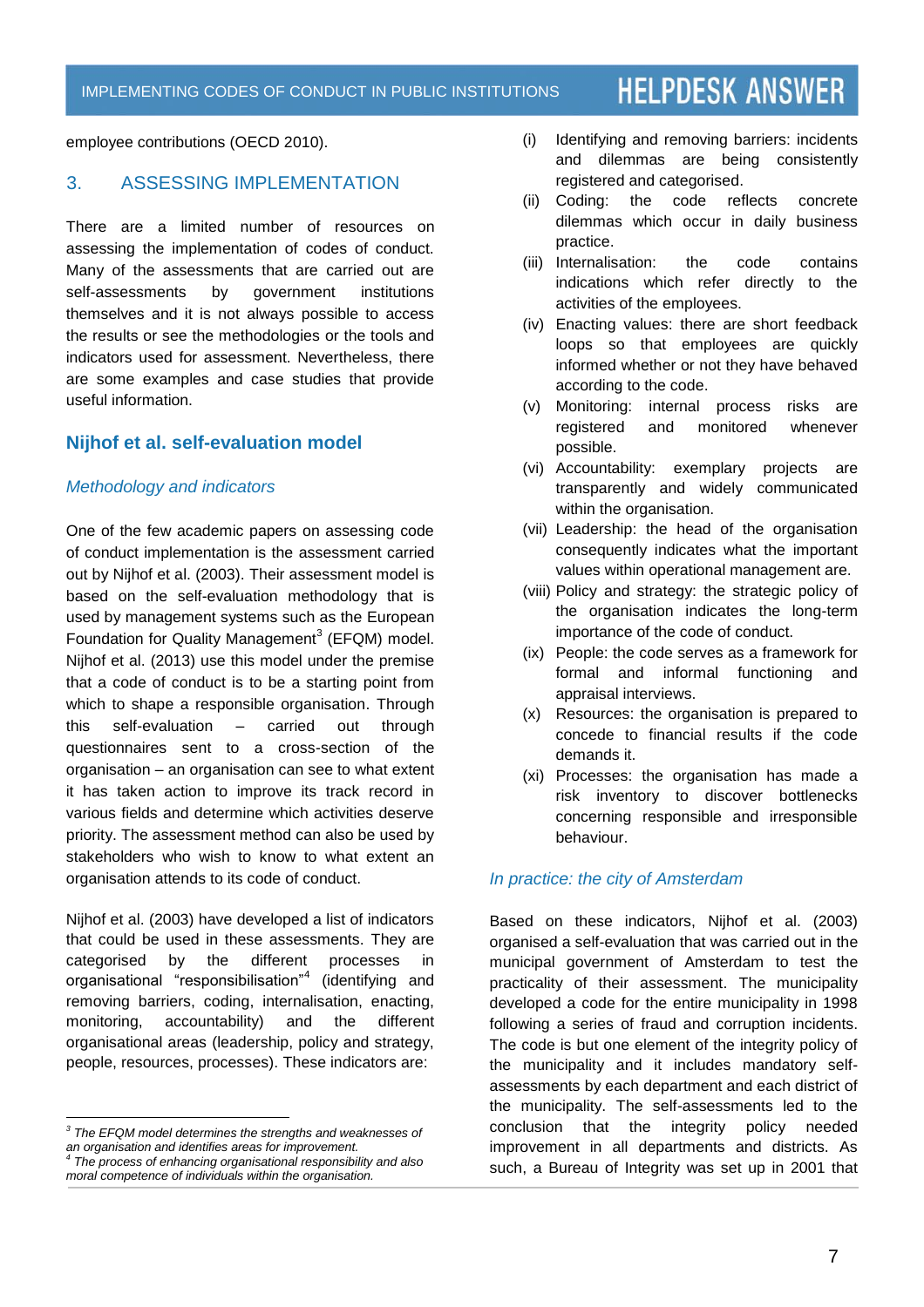employee contributions (OECD 2010).

## 3. ASSESSING IMPLEMENTATION

There are a limited number of resources on assessing the implementation of codes of conduct. Many of the assessments that are carried out are self-assessments by government institutions themselves and it is not always possible to access the results or see the methodologies or the tools and indicators used for assessment. Nevertheless, there are some examples and case studies that provide useful information.

### Nijhof et al. self-evaluation model

#### *Methodology and indicators*

One of the few academic papers on assessing code of conduct implementation is the assessment carried out by Nijhof et al. (2003). Their assessment model is based on the self-evaluation methodology that is used by management systems such as the European Foundation for Quality Management[3] (EFQM) model. Nijhof et al. (2013) use this model under the premise that a code of conduct is to be a starting point from which to shape a responsible organisation. Through this self-evaluation – carried out through questionnaires sent to a cross-section of the organisation – an organisation can see to what extent it has taken action to improve its track record in various fields and determine which activities deserve priority. The assessment method can also be used by stakeholders who wish to know to what extent an organisation attends to its code of conduct.

Nijhof et al. (2003) have developed a list of indicators that could be used in these assessments. They are categorised by the different processes in organisational "responsibilisation"[4] (identifying and removing barriers, coding, internalisation, enacting, monitoring, accountability) and the different organisational areas (leadership, policy and strategy, people, resources, processes). These indicators are:

(i) Identifying and removing barriers: incidents and dilemmas are being consistently registered and categorised.

(ii) Coding: the code reflects concrete dilemmas which occur in daily business practice.

(iii) Internalisation: the code contains indications which refer directly to the activities of the employees.

(iv) Enacting values: there are short feedback loops so that employees are quickly informed whether or not they have behaved according to the code.

(v) Monitoring: internal process risks are registered and monitored whenever possible.

(vi) Accountability: exemplary projects are transparently and widely communicated within the organisation.

(vii) Leadership: the head of the organisation consequently indicates what the important values within operational management are.

(viii) Policy and strategy: the strategic policy of the organisation indicates the long-term importance of the code of conduct.

(ix) People: the code serves as a framework for formal and informal functioning and appraisal interviews.

(x) Resources: the organisation is prepared to concede to financial results if the code demands it.

(xi) Processes: the organisation has made a risk inventory to discover bottlenecks concerning responsible and irresponsible behaviour.

#### *In practice: the city of Amsterdam*

Based on these indicators, Nijhof et al. (2003) organised a self-evaluation that was carried out in the municipal government of Amsterdam to test the practicality of their assessment. The municipality developed a code for the entire municipality in 1998 following a series of fraud and corruption incidents. The code is but one element of the integrity policy of the municipality and it includes mandatory self-assessments by each department and each district of the municipality. The self-assessments led to the conclusion that the integrity policy needed improvement in all departments and districts. As such, a Bureau of Integrity was set up in 2001 that

---

*[3] The EFQM model determines the strengths and weaknesses of an organisation and identifies areas for improvement.*

*[4] The process of enhancing organisational responsibility and also moral competence of individuals within the organisation.*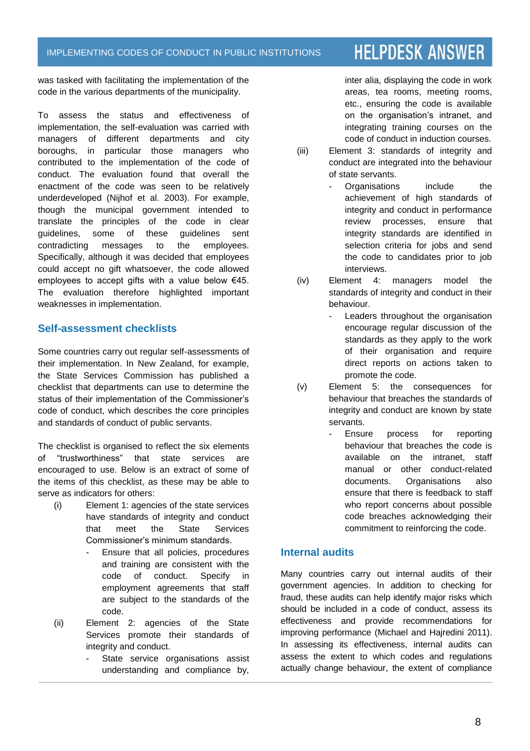was tasked with facilitating the implementation of the code in the various departments of the municipality.

To assess the status and effectiveness of implementation, the self-evaluation was carried with managers of different departments and city boroughs, in particular those managers who contributed to the implementation of the code of conduct. The evaluation found that overall the enactment of the code was seen to be relatively underdeveloped (Nijhof et al. 2003). For example, though the municipal government intended to translate the principles of the code in clear guidelines, some of these guidelines sent contradicting messages to the employees. Specifically, although it was decided that employees could accept no gift whatsoever, the code allowed employees to accept gifts with a value below €45. The evaluation therefore highlighted important weaknesses in implementation.

## Self-assessment checklists

Some countries carry out regular self-assessments of their implementation. In New Zealand, for example, the State Services Commission has published a checklist that departments can use to determine the status of their implementation of the Commissioner's code of conduct, which describes the core principles and standards of conduct of public servants.

The checklist is organised to reflect the six elements of "trustworthiness" that state services are encouraged to use. Below is an extract of some of the items of this checklist, as these may be able to serve as indicators for others:

(i) Element 1: agencies of the state services have standards of integrity and conduct that meet the State Services Commissioner's minimum standards.
   - Ensure that all policies, procedures and training are consistent with the code of conduct. Specify in employment agreements that staff are subject to the standards of the code.

(ii) Element 2: agencies of the State Services promote their standards of integrity and conduct.
   - State service organisations assist understanding and compliance by, inter alia, displaying the code in work areas, tea rooms, meeting rooms, etc., ensuring the code is available on the organisation's intranet, and integrating training courses on the code of conduct in induction courses.

(iii) Element 3: standards of integrity and conduct are integrated into the behaviour of state servants.
   - Organisations include the achievement of high standards of integrity and conduct in performance review processes, ensure that integrity standards are identified in selection criteria for jobs and send the code to candidates prior to job interviews.

(iv) Element 4: managers model the standards of integrity and conduct in their behaviour.
   - Leaders throughout the organisation encourage regular discussion of the standards as they apply to the work of their organisation and require direct reports on actions taken to promote the code.

(v) Element 5: the consequences for behaviour that breaches the standards of integrity and conduct are known by state servants.
   - Ensure process for reporting behaviour that breaches the code is available on the intranet, staff manual or other conduct-related documents. Organisations also ensure that there is feedback to staff who report concerns about possible code breaches acknowledging their commitment to reinforcing the code.

## Internal audits

Many countries carry out internal audits of their government agencies. In addition to checking for fraud, these audits can help identify major risks which should be included in a code of conduct, assess its effectiveness and provide recommendations for improving performance (Michael and Hajredini 2011). In assessing its effectiveness, internal audits can assess the extent to which codes and regulations actually change behaviour, the extent of compliance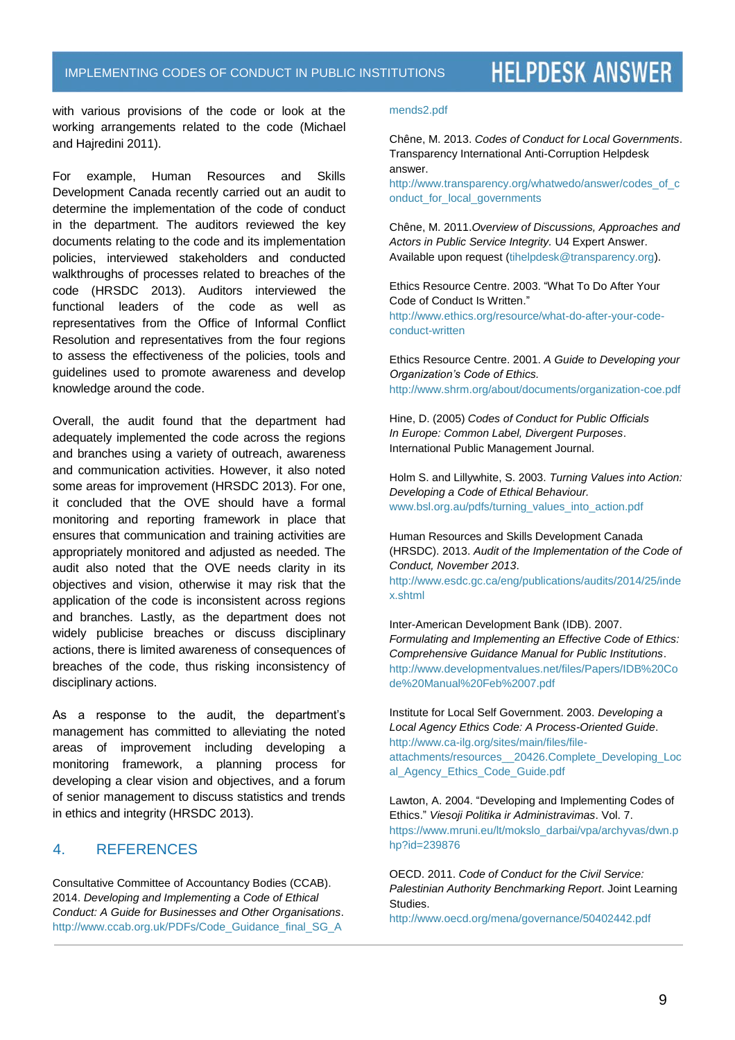with various provisions of the code or look at the working arrangements related to the code (Michael and Hajredini 2011).

For example, Human Resources and Skills Development Canada recently carried out an audit to determine the implementation of the code of conduct in the department. The auditors reviewed the key documents relating to the code and its implementation policies, interviewed stakeholders and conducted walkthroughs of processes related to breaches of the code (HRSDC 2013). Auditors interviewed the functional leaders of the code as well as representatives from the Office of Informal Conflict Resolution and representatives from the four regions to assess the effectiveness of the policies, tools and guidelines used to promote awareness and develop knowledge around the code.

Overall, the audit found that the department had adequately implemented the code across the regions and branches using a variety of outreach, awareness and communication activities. However, it also noted some areas for improvement (HRSDC 2013). For one, it concluded that the OVE should have a formal monitoring and reporting framework in place that ensures that communication and training activities are appropriately monitored and adjusted as needed. The audit also noted that the OVE needs clarity in its objectives and vision, otherwise it may risk that the application of the code is inconsistent across regions and branches. Lastly, as the department does not widely publicise breaches or discuss disciplinary actions, there is limited awareness of consequences of breaches of the code, thus risking inconsistency of disciplinary actions.

As a response to the audit, the department's management has committed to alleviating the noted areas of improvement including developing a monitoring framework, a planning process for developing a clear vision and objectives, and a forum of senior management to discuss statistics and trends in ethics and integrity (HRSDC 2013).

## 4. REFERENCES

Consultative Committee of Accountancy Bodies (CCAB). 2014. *Developing and Implementing a Code of Ethical Conduct: A Guide for Businesses and Other Organisations*. http://www.ccab.org.uk/PDFs/Code_Guidance_final_SG_Amends2.pdf

Chêne, M. 2013. *Codes of Conduct for Local Governments*. Transparency International Anti-Corruption Helpdesk answer. http://www.transparency.org/whatwedo/answer/codes_of_conduct_for_local_governments

Chêne, M. 2011.*Overview of Discussions, Approaches and Actors in Public Service Integrity*. U4 Expert Answer. Available upon request (tihelpdesk@transparency.org).

Ethics Resource Centre. 2003. "What To Do After Your Code of Conduct Is Written." http://www.ethics.org/resource/what-do-after-your-code-conduct-written

Ethics Resource Centre. 2001. *A Guide to Developing your Organization's Code of Ethics.* http://www.shrm.org/about/documents/organization-coe.pdf

Hine, D. (2005) *Codes of Conduct for Public Officials In Europe: Common Label, Divergent Purposes*. International Public Management Journal.

Holm S. and Lillywhite, S. 2003. *Turning Values into Action: Developing a Code of Ethical Behaviour.* www.bsl.org.au/pdfs/turning_values_into_action.pdf

Human Resources and Skills Development Canada (HRSDC). 2013. *Audit of the Implementation of the Code of Conduct, November 2013*. http://www.esdc.gc.ca/eng/publications/audits/2014/25/index.shtml

Inter-American Development Bank (IDB). 2007. *Formulating and Implementing an Effective Code of Ethics: Comprehensive Guidance Manual for Public Institutions*. http://www.developmentvalues.net/files/Papers/IDB%20Code%20Manual%20Feb%2007.pdf

Institute for Local Self Government. 2003. *Developing a Local Agency Ethics Code: A Process-Oriented Guide*. http://www.ca-ilg.org/sites/main/files/file-attachments/resources__20426.Complete_Developing_Local_Agency_Ethics_Code_Guide.pdf

Lawton, A. 2004. "Developing and Implementing Codes of Ethics." *Viesoji Politika ir Administravimas*. Vol. 7. https://www.mruni.eu/lt/mokslo_darbai/vpa/archyvas/dwn.php?id=239876

OECD. 2011. *Code of Conduct for the Civil Service: Palestinian Authority Benchmarking Report*. Joint Learning Studies. http://www.oecd.org/mena/governance/50402442.pdf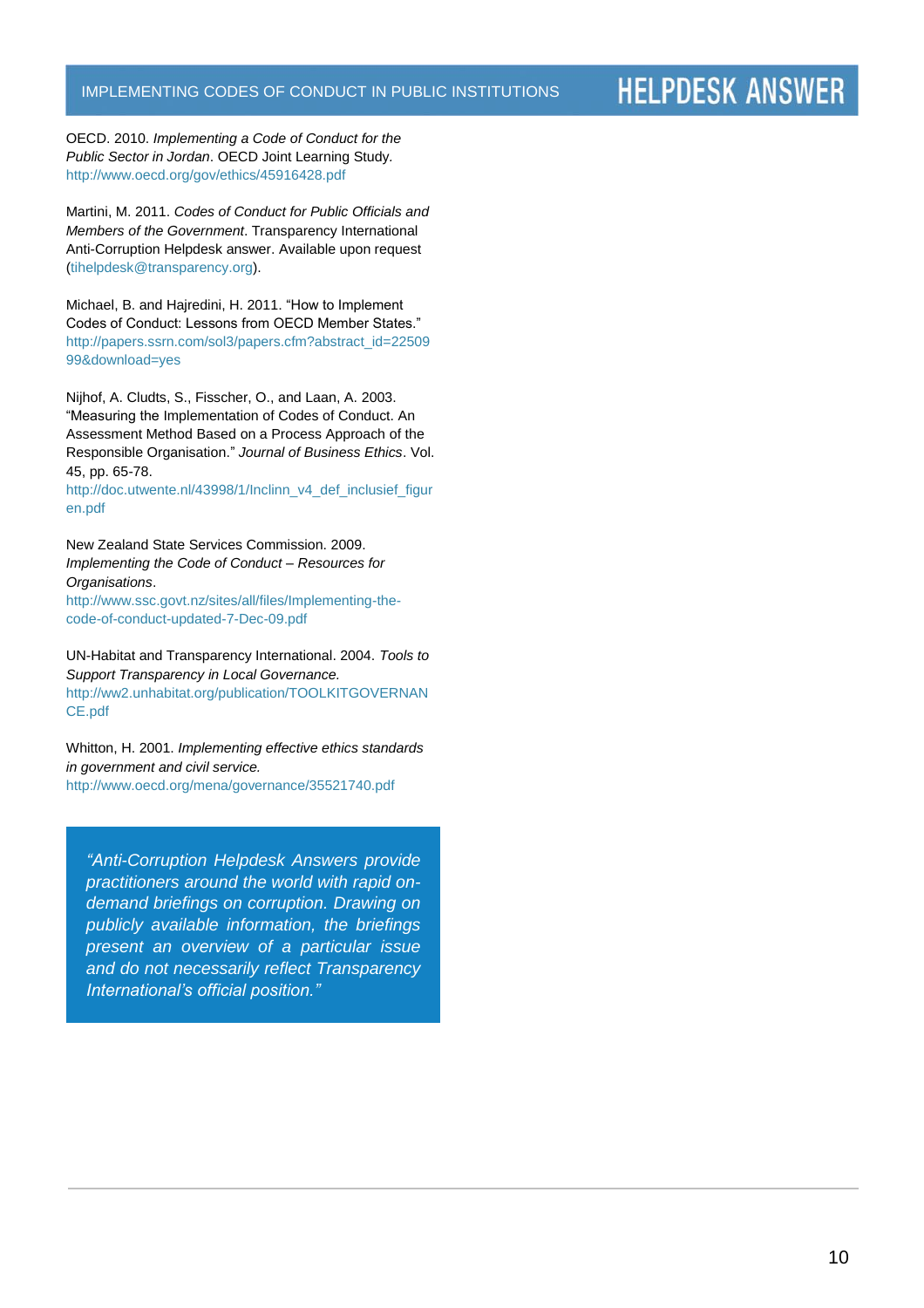OECD. 2010. *Implementing a Code of Conduct for the Public Sector in Jordan*. OECD Joint Learning Study. http://www.oecd.org/gov/ethics/45916428.pdf

Martini, M. 2011. *Codes of Conduct for Public Officials and Members of the Government*. Transparency International Anti-Corruption Helpdesk answer. Available upon request (tihelpdesk@transparency.org).

Michael, B. and Hajredini, H. 2011. "How to Implement Codes of Conduct: Lessons from OECD Member States." http://papers.ssrn.com/sol3/papers.cfm?abstract_id=2250999&download=yes

Nijhof, A. Cludts, S., Fisscher, O., and Laan, A. 2003. "Measuring the Implementation of Codes of Conduct. An Assessment Method Based on a Process Approach of the Responsible Organisation." *Journal of Business Ethics*. Vol. 45, pp. 65-78. http://doc.utwente.nl/43998/1/Inclinn_v4_def_inclusief_figuren.pdf

New Zealand State Services Commission. 2009. *Implementing the Code of Conduct – Resources for Organisations*. http://www.ssc.govt.nz/sites/all/files/Implementing-the-code-of-conduct-updated-7-Dec-09.pdf

UN-Habitat and Transparency International. 2004. *Tools to Support Transparency in Local Governance.* http://ww2.unhabitat.org/publication/TOOLKITGOVERNANCE.pdf

Whitton, H. 2001. *Implementing effective ethics standards in government and civil service.* http://www.oecd.org/mena/governance/35521740.pdf

*"Anti-Corruption Helpdesk Answers provide practitioners around the world with rapid on-demand briefings on corruption. Drawing on publicly available information, the briefings present an overview of a particular issue and do not necessarily reflect Transparency International's official position."*